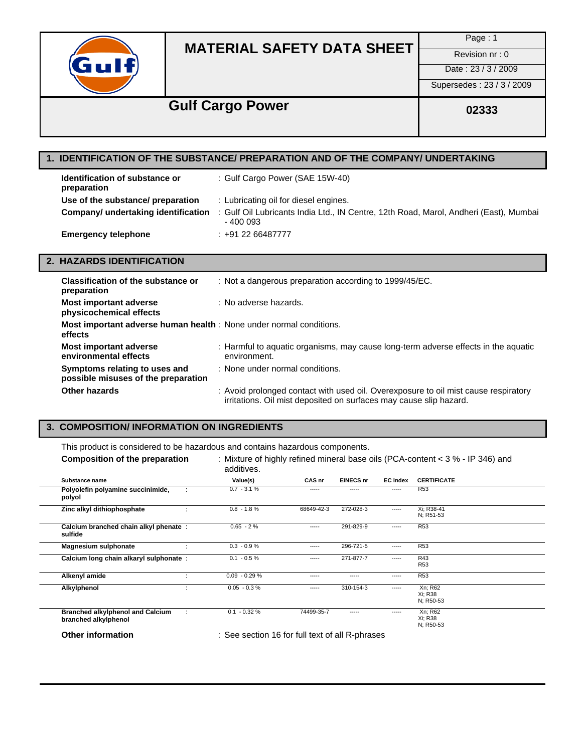# MATERIAL SAFETY DATA SHEET

| Page : 1 |
|---|
| Revision nr : 0 |
| Date : 23 / 3 / 2009 |
| Supersedes : 23 / 3 / 2009 |

## Gulf Cargo Power

**02333**

## 1. IDENTIFICATION OF THE SUBSTANCE/ PREPARATION AND OF THE COMPANY/ UNDERTAKING

**Identification of substance or preparation** : Gulf Cargo Power (SAE 15W-40)

**Use of the substance/ preparation** : Lubricating oil for diesel engines.

**Company/ undertaking identification** : Gulf Oil Lubricants India Ltd., IN Centre, 12th Road, Marol, Andheri (East), Mumbai - 400 093

**Emergency telephone** : +91 22 66487777

## 2. HAZARDS IDENTIFICATION

**Classification of the substance or preparation** : Not a dangerous preparation according to 1999/45/EC.

**Most important adverse physicochemical effects** : No adverse hazards.

**Most important adverse human health effects** : None under normal conditions.

**Most important adverse environmental effects** : Harmful to aquatic organisms, may cause long-term adverse effects in the aquatic environment.

**Symptoms relating to uses and possible misuses of the preparation** : None under normal conditions.

**Other hazards** : Avoid prolonged contact with used oil. Overexposure to oil mist cause respiratory irritations. Oil mist deposited on surfaces may cause slip hazard.

## 3. COMPOSITION/ INFORMATION ON INGREDIENTS

This product is considered to be hazardous and contains hazardous components.

**Composition of the preparation** : Mixture of highly refined mineral base oils (PCA-content < 3 % - IP 346) and additives.

| Substance name | Value(s) | CAS nr | EINECS nr | EC index | CERTIFICATE |
|---|---|---|---|---|---|
| Polyolefin polyamine succinimide, polyol | 0.7 - 3.1 % | ----- | ----- | ----- | R53 |
| Zinc alkyl dithiophosphate | 0.8 - 1.8 % | 68649-42-3 | 272-028-3 | ----- | Xi; R38-41<br>N; R51-53 |
| Calcium branched chain alkyl phenate sulfide | 0.65 - 2 % | ----- | 291-829-9 | ----- | R53 |
| Magnesium sulphonate | 0.3 - 0.9 % | ----- | 296-721-5 | ----- | R53 |
| Calcium long chain alkaryl sulphonate | 0.1 - 0.5 % | ----- | 271-877-7 | ----- | R43<br>R53 |
| Alkenyl amide | 0.09 - 0.29 % | ----- | ----- | ----- | R53 |
| Alkylphenol | 0.05 - 0.3 % | ----- | 310-154-3 | ----- | Xn; R62<br>Xi; R38<br>N; R50-53 |
| Branched alkylphenol and Calcium branched alkylphenol | 0.1 - 0.32 % | 74499-35-7 | ----- | ----- | Xn; R62<br>Xi; R38<br>N; R50-53 |

**Other information** : See section 16 for full text of all R-phrases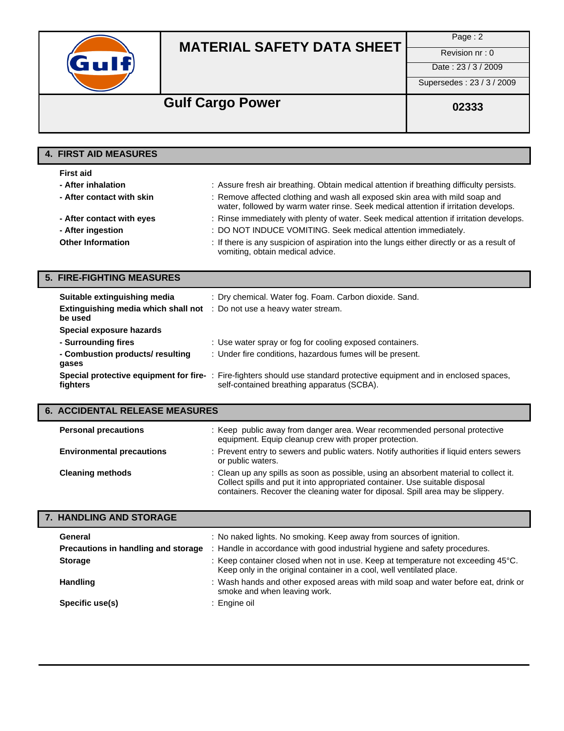## 4. FIRST AID MEASURES

**First aid**

| | |
|---|---|
| **- After inhalation** | : Assure fresh air breathing. Obtain medical attention if breathing difficulty persists. |
| **- After contact with skin** | : Remove affected clothing and wash all exposed skin area with mild soap and water, followed by warm water rinse. Seek medical attention if irritation develops. |
| **- After contact with eyes** | : Rinse immediately with plenty of water. Seek medical attention if irritation develops. |
| **- After ingestion** | : DO NOT INDUCE VOMITING. Seek medical attention immediately. |
| **Other Information** | : If there is any suspicion of aspiration into the lungs either directly or as a result of vomiting, obtain medical advice. |

## 5. FIRE-FIGHTING MEASURES

| | |
|---|---|
| **Suitable extinguishing media** | : Dry chemical. Water fog. Foam. Carbon dioxide. Sand. |
| **Extinguishing media which shall not be used** | : Do not use a heavy water stream. |
| **Special exposure hazards** | |
| **- Surrounding fires** | : Use water spray or fog for cooling exposed containers. |
| **- Combustion products/ resulting gases** | : Under fire conditions, hazardous fumes will be present. |
| **Special protective equipment for fire-fighters** | : Fire-fighters should use standard protective equipment and in enclosed spaces, self-contained breathing apparatus (SCBA). |

## 6. ACCIDENTAL RELEASE MEASURES

| | |
|---|---|
| **Personal precautions** | : Keep public away from danger area. Wear recommended personal protective equipment. Equip cleanup crew with proper protection. |
| **Environmental precautions** | : Prevent entry to sewers and public waters. Notify authorities if liquid enters sewers or public waters. |
| **Cleaning methods** | : Clean up any spills as soon as possible, using an absorbent material to collect it. Collect spills and put it into appropriated container. Use suitable disposal containers. Recover the cleaning water for diposal. Spill area may be slippery. |

## 7. HANDLING AND STORAGE

| | |
|---|---|
| **General** | : No naked lights. No smoking. Keep away from sources of ignition. |
| **Precautions in handling and storage** | : Handle in accordance with good industrial hygiene and safety procedures. |
| **Storage** | : Keep container closed when not in use. Keep at temperature not exceeding 45°C. Keep only in the original container in a cool, well ventilated place. |
| **Handling** | : Wash hands and other exposed areas with mild soap and water before eat, drink or smoke and when leaving work. |
| **Specific use(s)** | : Engine oil |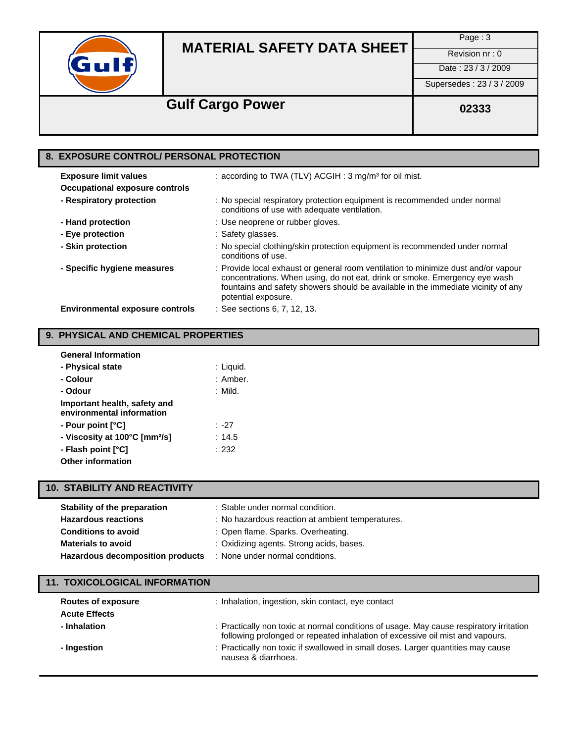## 8. EXPOSURE CONTROL/ PERSONAL PROTECTION

| | |
|---|---|
| **Exposure limit values** | : according to TWA (TLV) ACGIH : 3 mg/m³ for oil mist. |
| **Occupational exposure controls** | |
| **- Respiratory protection** | : No special respiratory protection equipment is recommended under normal conditions of use with adequate ventilation. |
| **- Hand protection** | : Use neoprene or rubber gloves. |
| **- Eye protection** | : Safety glasses. |
| **- Skin protection** | : No special clothing/skin protection equipment is recommended under normal conditions of use. |
| **- Specific hygiene measures** | : Provide local exhaust or general room ventilation to minimize dust and/or vapour concentrations. When using, do not eat, drink or smoke. Emergency eye wash fountains and safety showers should be available in the immediate vicinity of any potential exposure. |
| **Environmental exposure controls** | : See sections 6, 7, 12, 13. |

## 9. PHYSICAL AND CHEMICAL PROPERTIES

| | |
|---|---|
| **General Information** | |
| **- Physical state** | : Liquid. |
| **- Colour** | : Amber. |
| **- Odour** | : Mild. |
| **Important health, safety and environmental information** | |
| **- Pour point [°C]** | : -27 |
| **- Viscosity at 100°C [mm²/s]** | : 14.5 |
| **- Flash point [°C]** | : 232 |
| **Other information** | |

## 10. STABILITY AND REACTIVITY

| | |
|---|---|
| **Stability of the preparation** | : Stable under normal condition. |
| **Hazardous reactions** | : No hazardous reaction at ambient temperatures. |
| **Conditions to avoid** | : Open flame. Sparks. Overheating. |
| **Materials to avoid** | : Oxidizing agents. Strong acids, bases. |
| **Hazardous decomposition products** | : None under normal conditions. |

## 11. TOXICOLOGICAL INFORMATION

| | |
|---|---|
| **Routes of exposure** | : Inhalation, ingestion, skin contact, eye contact |
| **Acute Effects** | |
| **- Inhalation** | : Practically non toxic at normal conditions of usage. May cause respiratory irritation following prolonged or repeated inhalation of excessive oil mist and vapours. |
| **- Ingestion** | : Practically non toxic if swallowed in small doses. Larger quantities may cause nausea & diarrhoea. |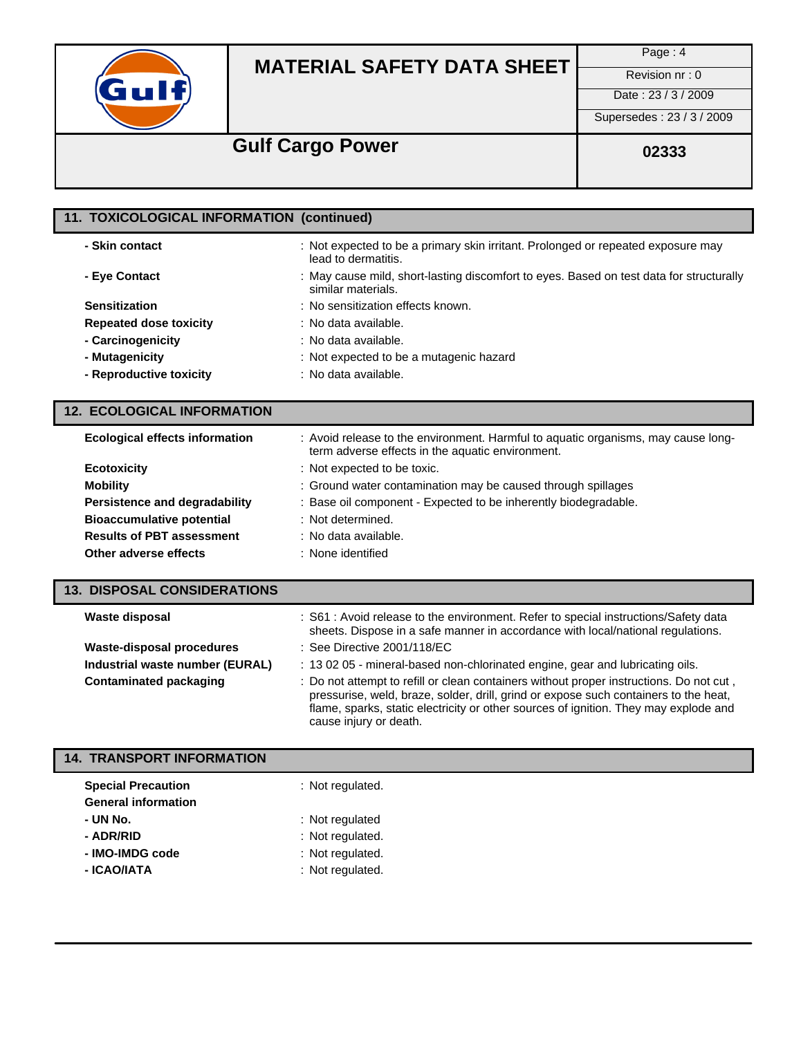## 11. TOXICOLOGICAL INFORMATION (continued)

| | |
|---|---|
| **- Skin contact** | : Not expected to be a primary skin irritant. Prolonged or repeated exposure may lead to dermatitis. |
| **- Eye Contact** | : May cause mild, short-lasting discomfort to eyes. Based on test data for structurally similar materials. |
| **Sensitization** | : No sensitization effects known. |
| **Repeated dose toxicity** | : No data available. |
| **- Carcinogenicity** | : No data available. |
| **- Mutagenicity** | : Not expected to be a mutagenic hazard |
| **- Reproductive toxicity** | : No data available. |

## 12. ECOLOGICAL INFORMATION

| | |
|---|---|
| **Ecological effects information** | : Avoid release to the environment. Harmful to aquatic organisms, may cause long-term adverse effects in the aquatic environment. |
| **Ecotoxicity** | : Not expected to be toxic. |
| **Mobility** | : Ground water contamination may be caused through spillages |
| **Persistence and degradability** | : Base oil component - Expected to be inherently biodegradable. |
| **Bioaccumulative potential** | : Not determined. |
| **Results of PBT assessment** | : No data available. |
| **Other adverse effects** | : None identified |

## 13. DISPOSAL CONSIDERATIONS

| | |
|---|---|
| **Waste disposal** | : S61 : Avoid release to the environment. Refer to special instructions/Safety data sheets. Dispose in a safe manner in accordance with local/national regulations. |
| **Waste-disposal procedures** | : See Directive 2001/118/EC |
| **Industrial waste number (EURAL)** | : 13 02 05 - mineral-based non-chlorinated engine, gear and lubricating oils. |
| **Contaminated packaging** | : Do not attempt to refill or clean containers without proper instructions. Do not cut , pressurise, weld, braze, solder, drill, grind or expose such containers to the heat, flame, sparks, static electricity or other sources of ignition. They may explode and cause injury or death. |

## 14. TRANSPORT INFORMATION

| | |
|---|---|
| **Special Precaution** | : Not regulated. |
| **General information** | |
| **- UN No.** | : Not regulated |
| **- ADR/RID** | : Not regulated. |
| **- IMO-IMDG code** | : Not regulated. |
| **- ICAO/IATA** | : Not regulated. |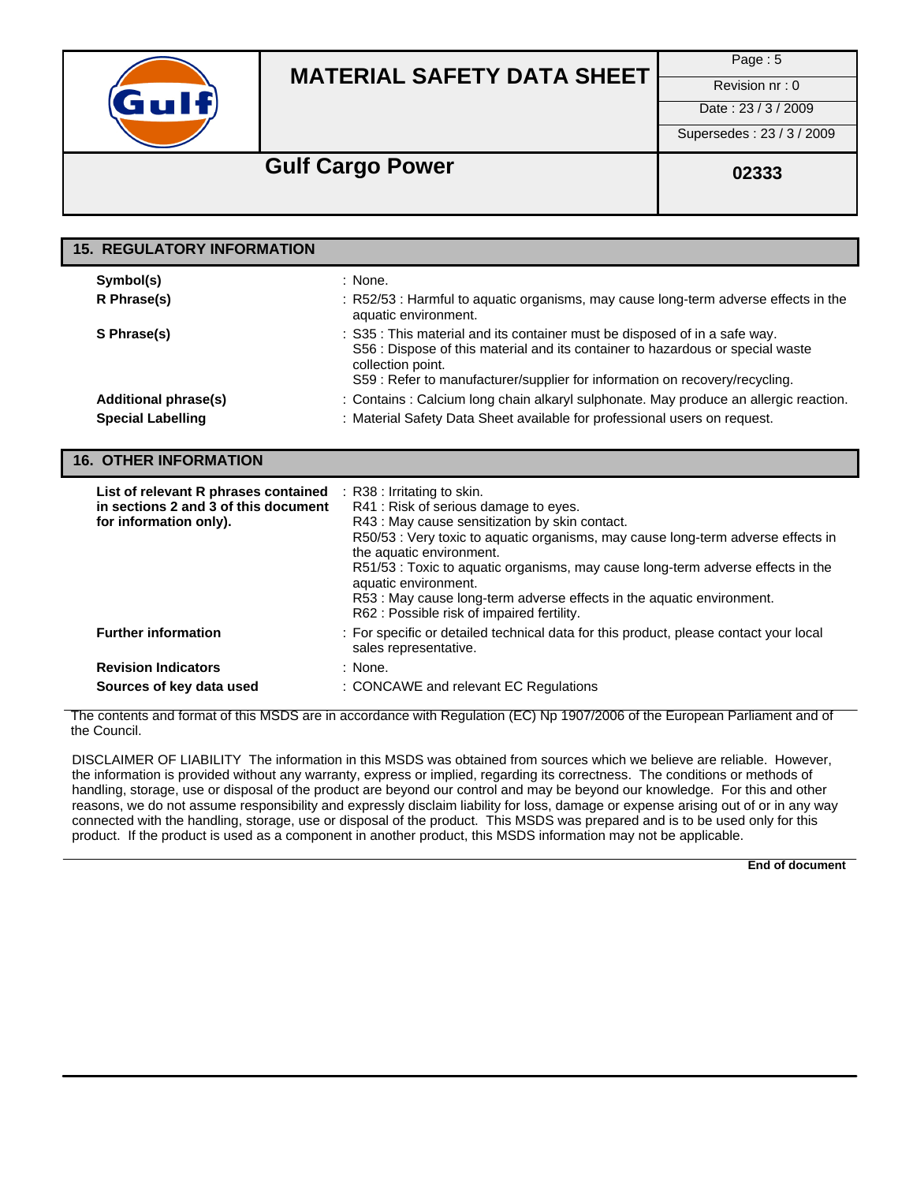## 15. REGULATORY INFORMATION

| | |
|---|---|
| **Symbol(s)** | : None. |
| **R Phrase(s)** | : R52/53 : Harmful to aquatic organisms, may cause long-term adverse effects in the aquatic environment. |
| **S Phrase(s)** | : S35 : This material and its container must be disposed of in a safe way.<br>S56 : Dispose of this material and its container to hazardous or special waste collection point.<br>S59 : Refer to manufacturer/supplier for information on recovery/recycling. |
| **Additional phrase(s)** | : Contains : Calcium long chain alkaryl sulphonate. May produce an allergic reaction. |
| **Special Labelling** | : Material Safety Data Sheet available for professional users on request. |

## 16. OTHER INFORMATION

| | |
|---|---|
| **List of relevant R phrases contained in sections 2 and 3 of this document for information only).** | : R38 : Irritating to skin.<br>R41 : Risk of serious damage to eyes.<br>R43 : May cause sensitization by skin contact.<br>R50/53 : Very toxic to aquatic organisms, may cause long-term adverse effects in the aquatic environment.<br>R51/53 : Toxic to aquatic organisms, may cause long-term adverse effects in the aquatic environment.<br>R53 : May cause long-term adverse effects in the aquatic environment.<br>R62 : Possible risk of impaired fertility. |
| **Further information** | : For specific or detailed technical data for this product, please contact your local sales representative. |
| **Revision Indicators** | : None. |
| **Sources of key data used** | : CONCAWE and relevant EC Regulations |

The contents and format of this MSDS are in accordance with Regulation (EC) Np 1907/2006 of the European Parliament and of the Council.

DISCLAIMER OF LIABILITY The information in this MSDS was obtained from sources which we believe are reliable. However, the information is provided without any warranty, express or implied, regarding its correctness. The conditions or methods of handling, storage, use or disposal of the product are beyond our control and may be beyond our knowledge. For this and other reasons, we do not assume responsibility and expressly disclaim liability for loss, damage or expense arising out of or in any way connected with the handling, storage, use or disposal of the product. This MSDS was prepared and is to be used only for this product. If the product is used as a component in another product, this MSDS information may not be applicable.

**End of document**